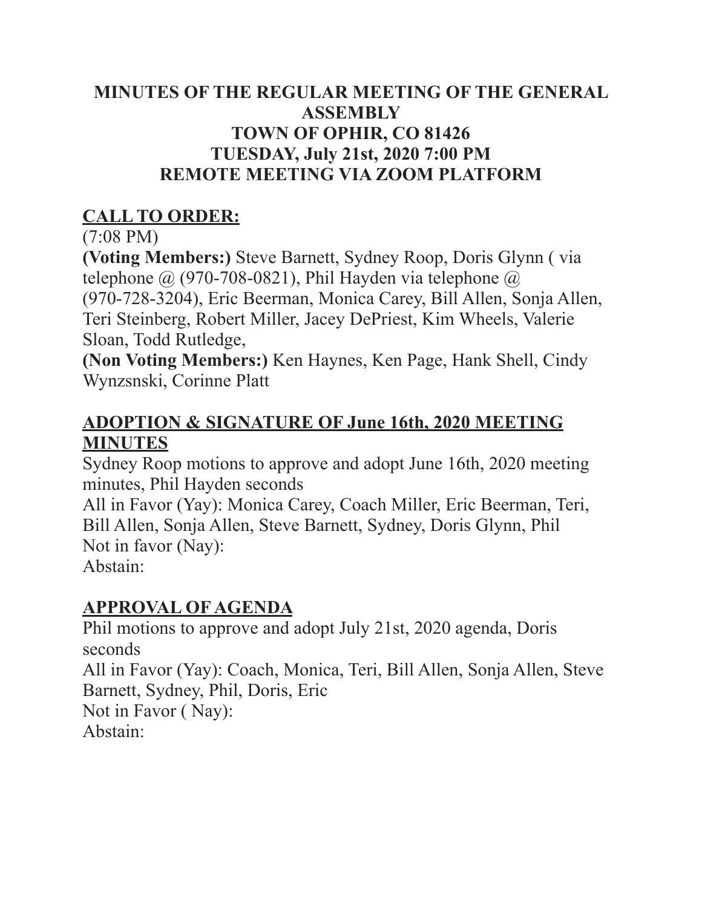# MINUTES OF THE REGULAR MEETING OF THE GENERAL ASSEMBLY
# TOWN OF OPHIR, CO 81426
# TUESDAY, July 21st, 2020 7:00 PM
# REMOTE MEETING VIA ZOOM PLATFORM

## CALL TO ORDER:

(7:08 PM)

**(Voting Members:)** Steve Barnett, Sydney Roop, Doris Glynn ( via telephone @ (970-708-0821), Phil Hayden via telephone @ (970-728-3204), Eric Beerman, Monica Carey, Bill Allen, Sonja Allen, Teri Steinberg, Robert Miller, Jacey DePriest, Kim Wheels, Valerie Sloan, Todd Rutledge,

**(Non Voting Members:)** Ken Haynes, Ken Page, Hank Shell, Cindy Wynzsnski, Corinne Platt

## ADOPTION & SIGNATURE OF June 16th, 2020 MEETING MINUTES

Sydney Roop motions to approve and adopt June 16th, 2020 meeting minutes, Phil Hayden seconds

All in Favor (Yay): Monica Carey, Coach Miller, Eric Beerman, Teri, Bill Allen, Sonja Allen, Steve Barnett, Sydney, Doris Glynn, Phil

Not in favor (Nay):

Abstain:

## APPROVAL OF AGENDA

Phil motions to approve and adopt July 21st, 2020 agenda, Doris seconds

All in Favor (Yay): Coach, Monica, Teri, Bill Allen, Sonja Allen, Steve Barnett, Sydney, Phil, Doris, Eric

Not in Favor ( Nay):

Abstain: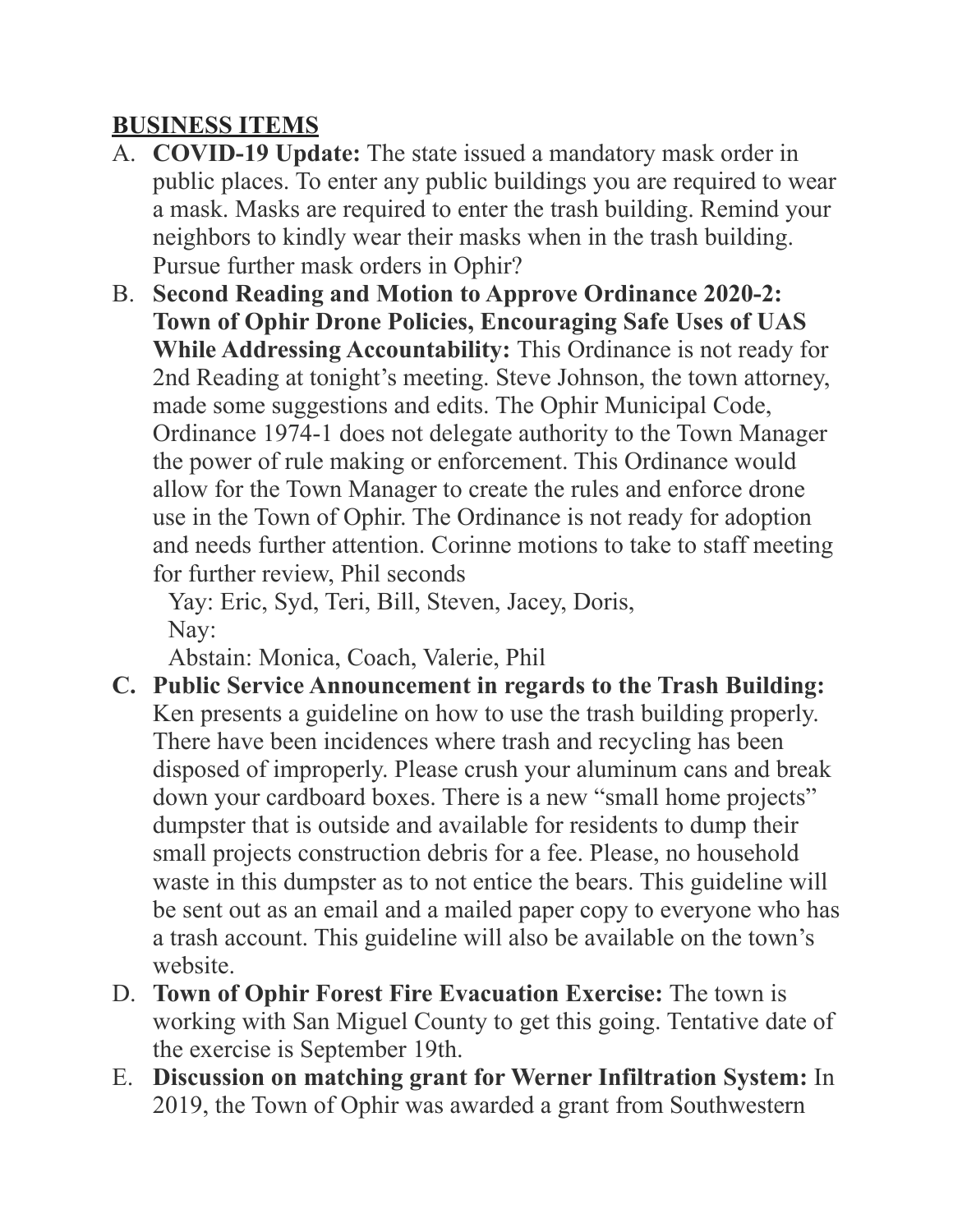**BUSINESS ITEMS**

A. **COVID-19 Update:** The state issued a mandatory mask order in public places. To enter any public buildings you are required to wear a mask. Masks are required to enter the trash building. Remind your neighbors to kindly wear their masks when in the trash building. Pursue further mask orders in Ophir?

B. **Second Reading and Motion to Approve Ordinance 2020-2: Town of Ophir Drone Policies, Encouraging Safe Uses of UAS While Addressing Accountability:** This Ordinance is not ready for 2nd Reading at tonight's meeting. Steve Johnson, the town attorney, made some suggestions and edits. The Ophir Municipal Code, Ordinance 1974-1 does not delegate authority to the Town Manager the power of rule making or enforcement. This Ordinance would allow for the Town Manager to create the rules and enforce drone use in the Town of Ophir. The Ordinance is not ready for adoption and needs further attention. Corinne motions to take to staff meeting for further review, Phil seconds

   Yay: Eric, Syd, Teri, Bill, Steven, Jacey, Doris,
   Nay:
   Abstain: Monica, Coach, Valerie, Phil

C. **Public Service Announcement in regards to the Trash Building:** Ken presents a guideline on how to use the trash building properly. There have been incidences where trash and recycling has been disposed of improperly. Please crush your aluminum cans and break down your cardboard boxes. There is a new "small home projects" dumpster that is outside and available for residents to dump their small projects construction debris for a fee. Please, no household waste in this dumpster as to not entice the bears. This guideline will be sent out as an email and a mailed paper copy to everyone who has a trash account. This guideline will also be available on the town's website.

D. **Town of Ophir Forest Fire Evacuation Exercise:** The town is working with San Miguel County to get this going. Tentative date of the exercise is September 19th.

E. **Discussion on matching grant for Werner Infiltration System:** In 2019, the Town of Ophir was awarded a grant from Southwestern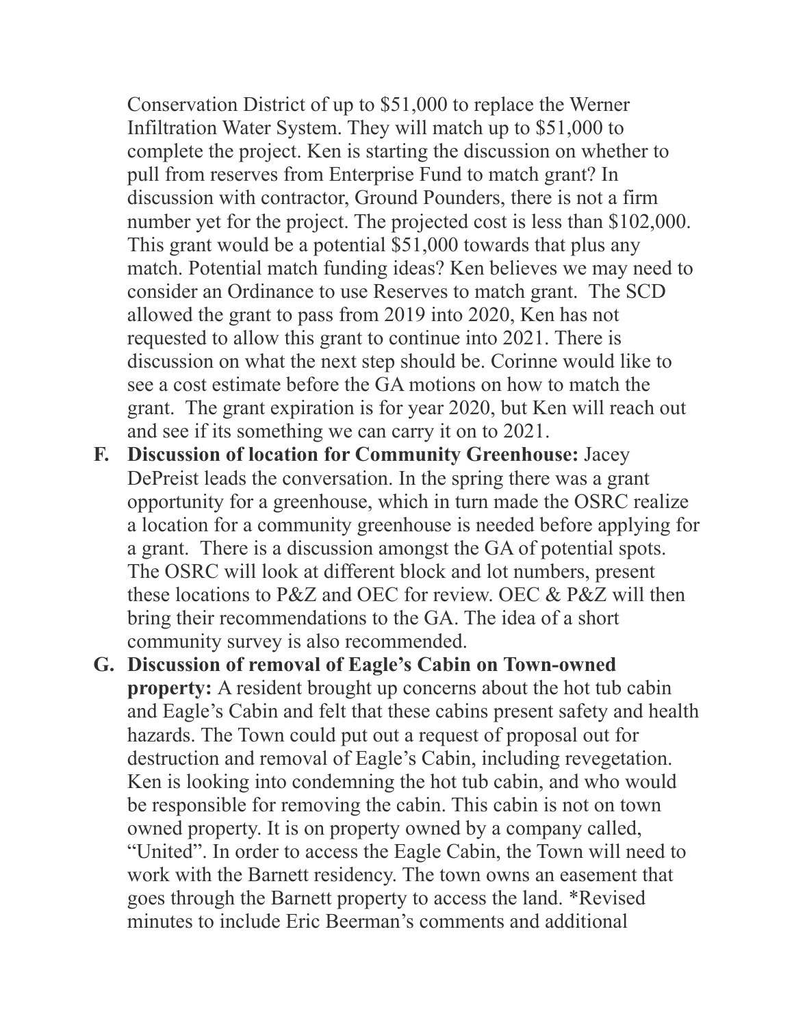Conservation District of up to $51,000 to replace the Werner Infiltration Water System. They will match up to $51,000 to complete the project. Ken is starting the discussion on whether to pull from reserves from Enterprise Fund to match grant? In discussion with contractor, Ground Pounders, there is not a firm number yet for the project. The projected cost is less than $102,000. This grant would be a potential $51,000 towards that plus any match. Potential match funding ideas? Ken believes we may need to consider an Ordinance to use Reserves to match grant. The SCD allowed the grant to pass from 2019 into 2020, Ken has not requested to allow this grant to continue into 2021. There is discussion on what the next step should be. Corinne would like to see a cost estimate before the GA motions on how to match the grant. The grant expiration is for year 2020, but Ken will reach out and see if its something we can carry it on to 2021.

F. **Discussion of location for Community Greenhouse:** Jacey DePreist leads the conversation. In the spring there was a grant opportunity for a greenhouse, which in turn made the OSRC realize a location for a community greenhouse is needed before applying for a grant. There is a discussion amongst the GA of potential spots. The OSRC will look at different block and lot numbers, present these locations to P&Z and OEC for review. OEC & P&Z will then bring their recommendations to the GA. The idea of a short community survey is also recommended.

G. **Discussion of removal of Eagle's Cabin on Town-owned property:** A resident brought up concerns about the hot tub cabin and Eagle's Cabin and felt that these cabins present safety and health hazards. The Town could put out a request of proposal out for destruction and removal of Eagle's Cabin, including revegetation. Ken is looking into condemning the hot tub cabin, and who would be responsible for removing the cabin. This cabin is not on town owned property. It is on property owned by a company called, "United". In order to access the Eagle Cabin, the Town will need to work with the Barnett residency. The town owns an easement that goes through the Barnett property to access the land. *Revised minutes to include Eric Beerman's comments and additional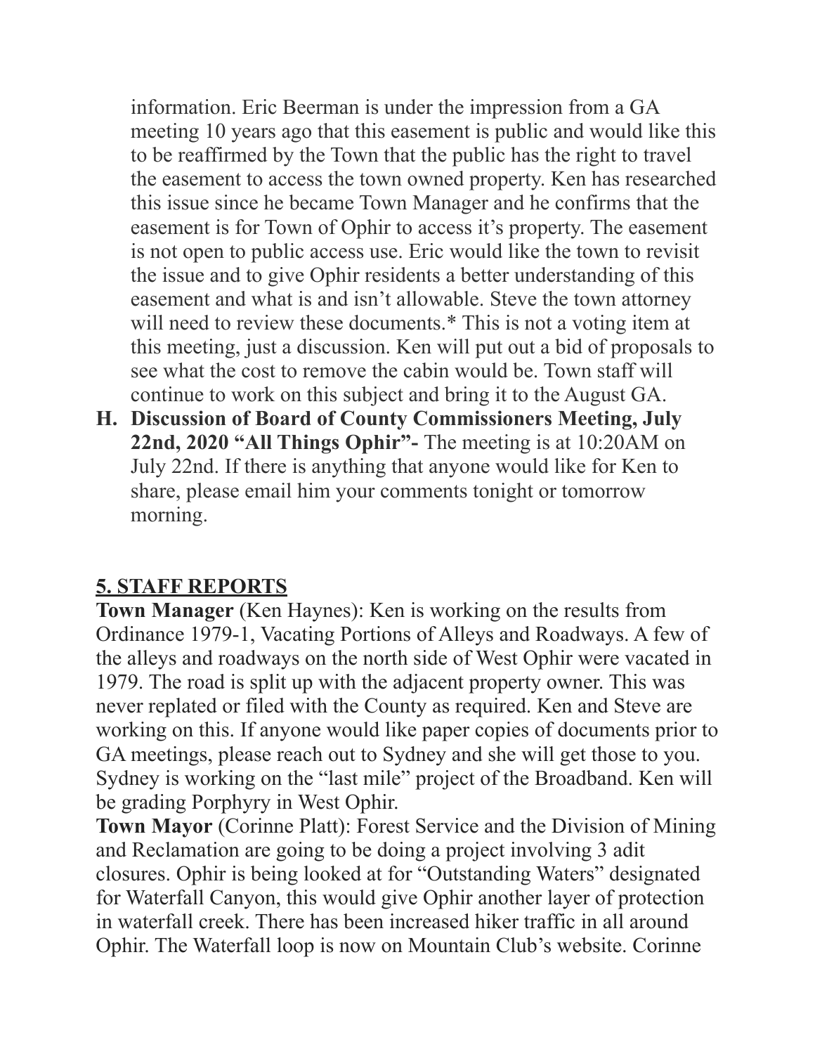information. Eric Beerman is under the impression from a GA meeting 10 years ago that this easement is public and would like this to be reaffirmed by the Town that the public has the right to travel the easement to access the town owned property. Ken has researched this issue since he became Town Manager and he confirms that the easement is for Town of Ophir to access it's property. The easement is not open to public access use. Eric would like the town to revisit the issue and to give Ophir residents a better understanding of this easement and what is and isn't allowable. Steve the town attorney will need to review these documents.* This is not a voting item at this meeting, just a discussion. Ken will put out a bid of proposals to see what the cost to remove the cabin would be. Town staff will continue to work on this subject and bring it to the August GA.

H. **Discussion of Board of County Commissioners Meeting, July 22nd, 2020 "All Things Ophir"-** The meeting is at 10:20AM on July 22nd. If there is anything that anyone would like for Ken to share, please email him your comments tonight or tomorrow morning.

## 5. STAFF REPORTS

**Town Manager** (Ken Haynes): Ken is working on the results from Ordinance 1979-1, Vacating Portions of Alleys and Roadways. A few of the alleys and roadways on the north side of West Ophir were vacated in 1979. The road is split up with the adjacent property owner. This was never replated or filed with the County as required. Ken and Steve are working on this. If anyone would like paper copies of documents prior to GA meetings, please reach out to Sydney and she will get those to you. Sydney is working on the "last mile" project of the Broadband. Ken will be grading Porphyry in West Ophir.

**Town Mayor** (Corinne Platt): Forest Service and the Division of Mining and Reclamation are going to be doing a project involving 3 adit closures. Ophir is being looked at for "Outstanding Waters" designated for Waterfall Canyon, this would give Ophir another layer of protection in waterfall creek. There has been increased hiker traffic in all around Ophir. The Waterfall loop is now on Mountain Club's website. Corinne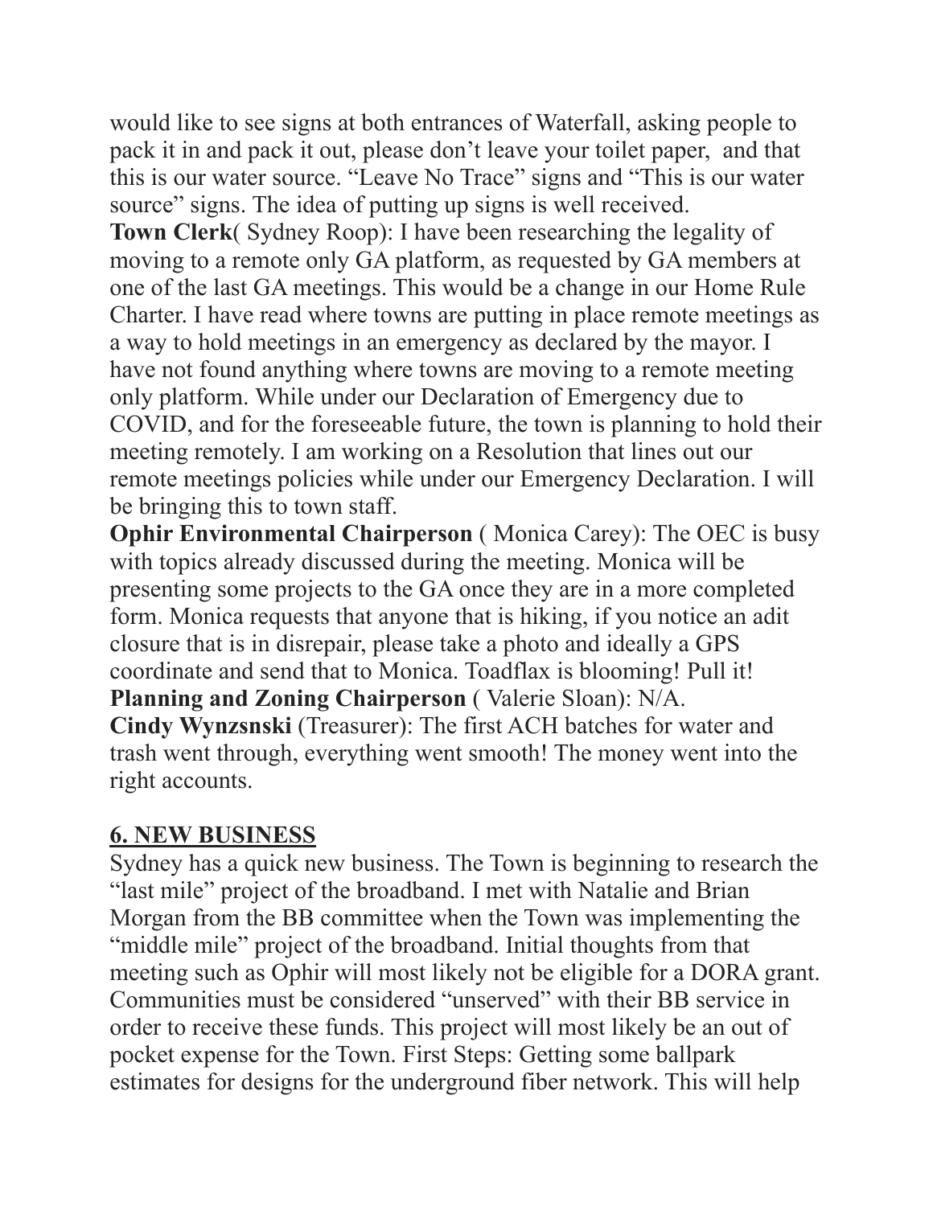would like to see signs at both entrances of Waterfall, asking people to pack it in and pack it out, please don't leave your toilet paper, and that this is our water source. "Leave No Trace" signs and "This is our water source" signs. The idea of putting up signs is well received.
**Town Clerk**( Sydney Roop): I have been researching the legality of moving to a remote only GA platform, as requested by GA members at one of the last GA meetings. This would be a change in our Home Rule Charter. I have read where towns are putting in place remote meetings as a way to hold meetings in an emergency as declared by the mayor. I have not found anything where towns are moving to a remote meeting only platform. While under our Declaration of Emergency due to COVID, and for the foreseeable future, the town is planning to hold their meeting remotely. I am working on a Resolution that lines out our remote meetings policies while under our Emergency Declaration. I will be bringing this to town staff.
**Ophir Environmental Chairperson** ( Monica Carey): The OEC is busy with topics already discussed during the meeting. Monica will be presenting some projects to the GA once they are in a more completed form. Monica requests that anyone that is hiking, if you notice an adit closure that is in disrepair, please take a photo and ideally a GPS coordinate and send that to Monica. Toadflax is blooming! Pull it!
**Planning and Zoning Chairperson** ( Valerie Sloan): N/A.
**Cindy Wynzsnski** (Treasurer): The first ACH batches for water and trash went through, everything went smooth! The money went into the right accounts.

## 6. NEW BUSINESS

Sydney has a quick new business. The Town is beginning to research the "last mile" project of the broadband. I met with Natalie and Brian Morgan from the BB committee when the Town was implementing the "middle mile" project of the broadband. Initial thoughts from that meeting such as Ophir will most likely not be eligible for a DORA grant. Communities must be considered "unserved" with their BB service in order to receive these funds. This project will most likely be an out of pocket expense for the Town. First Steps: Getting some ballpark estimates for designs for the underground fiber network. This will help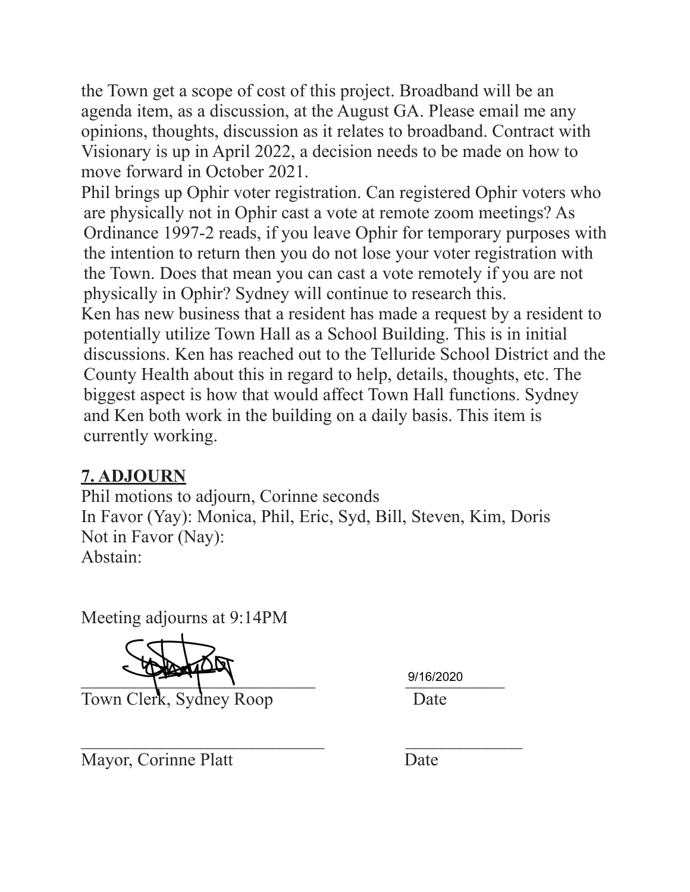the Town get a scope of cost of this project. Broadband will be an agenda item, as a discussion, at the August GA. Please email me any opinions, thoughts, discussion as it relates to broadband. Contract with Visionary is up in April 2022, a decision needs to be made on how to move forward in October 2021.

Phil brings up Ophir voter registration. Can registered Ophir voters who are physically not in Ophir cast a vote at remote zoom meetings? As Ordinance 1997-2 reads, if you leave Ophir for temporary purposes with the intention to return then you do not lose your voter registration with the Town. Does that mean you can cast a vote remotely if you are not physically in Ophir? Sydney will continue to research this.

Ken has new business that a resident has made a request by a resident to potentially utilize Town Hall as a School Building. This is in initial discussions. Ken has reached out to the Telluride School District and the County Health about this in regard to help, details, thoughts, etc. The biggest aspect is how that would affect Town Hall functions. Sydney and Ken both work in the building on a daily basis. This item is currently working.

## 7. ADJOURN

Phil motions to adjourn, Corinne seconds
In Favor (Yay): Monica, Phil, Eric, Syd, Bill, Steven, Kim, Doris
Not in Favor (Nay):
Abstain:

Meeting adjourns at 9:14PM

____________________________ 9/16/2020
Town Clerk, Sydney Roop Date

____________________________ ______________
Mayor, Corinne Platt Date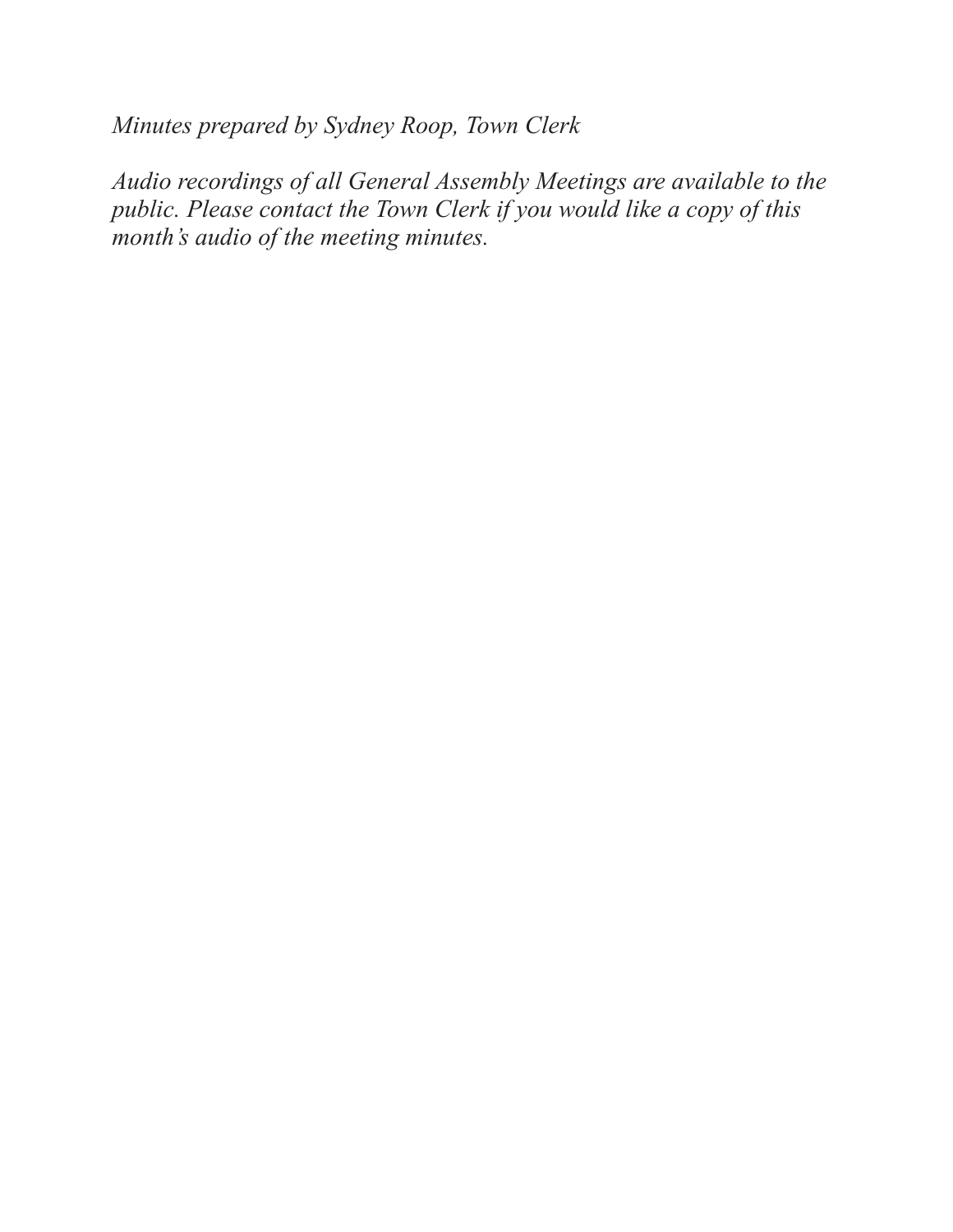*Minutes prepared by Sydney Roop, Town Clerk*

*Audio recordings of all General Assembly Meetings are available to the public. Please contact the Town Clerk if you would like a copy of this month's audio of the meeting minutes.*